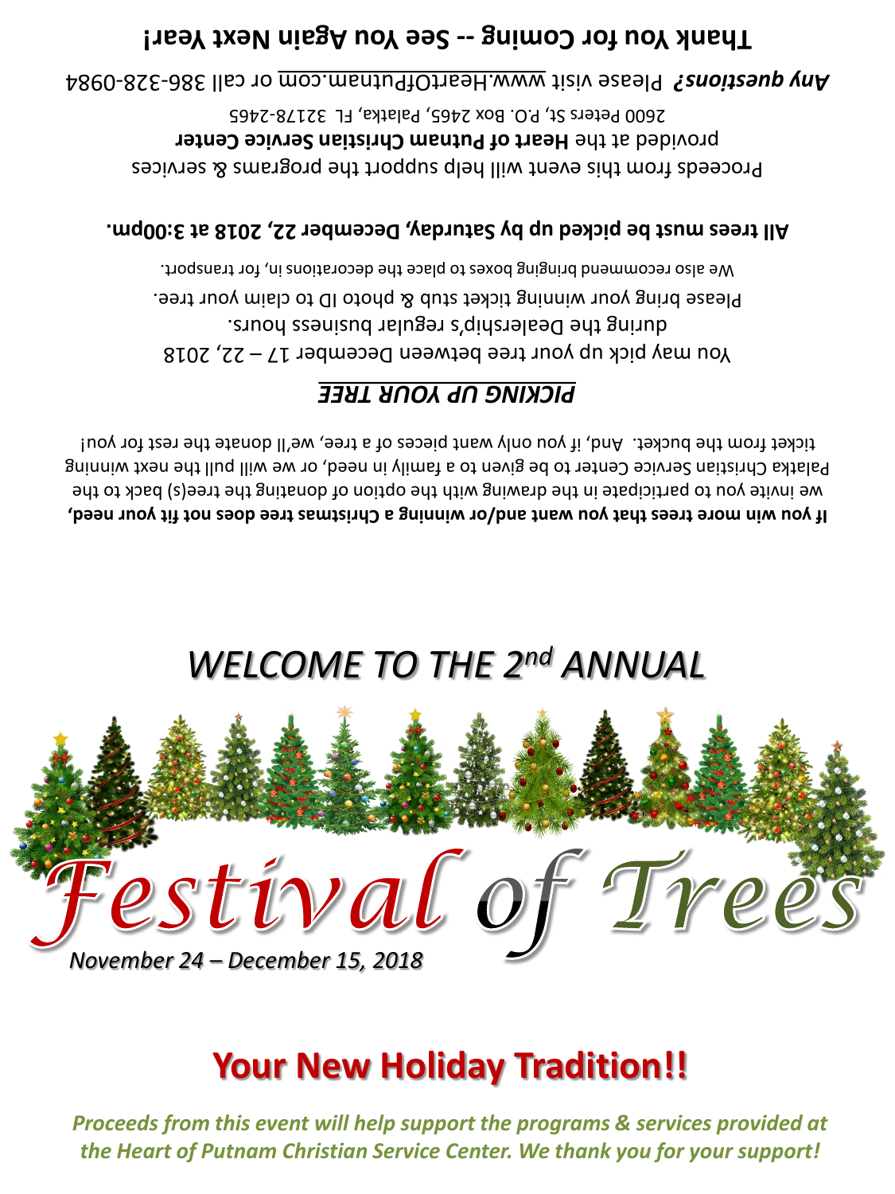**Thank You for Coming -- See You Again Next Year!**

***Any questions?*** Please visit www.HeartOfPutnam.com or call 386-328-0984

Proceeds from this event will help support the programs & services provided at the **Heart of Putnam Christian Service Center**
2600 Peters St, P.O. Box 2465, Palatka, FL 32178-2465

**All trees must be picked up by Saturday, December 22, 2018 at 3:00pm.**

You may pick up your tree between December 17 – 22, 2018 during the Dealership's regular business hours.
Please bring your winning ticket stub & photo ID to claim your tree.
We also recommend bringing boxes to place the decorations in, for transport.

***PICKING UP YOUR TREE***

**If you win more trees that you want and/or winning a Christmas tree does not fit your need,** we invite you to participate in the drawing with the option of donating the tree(s) back to the Palatka Christian Service Center to be given to a family in need, or we will pull the next winning ticket from the bucket. And, if you only want pieces of a tree, we'll donate the rest for you!

# *WELCOME TO THE 2nd ANNUAL*

# *Festival of Trees*

*November 24 – December 15, 2018*

## **Your New Holiday Tradition!!**

***Proceeds from this event will help support the programs & services provided at the Heart of Putnam Christian Service Center. We thank you for your support!***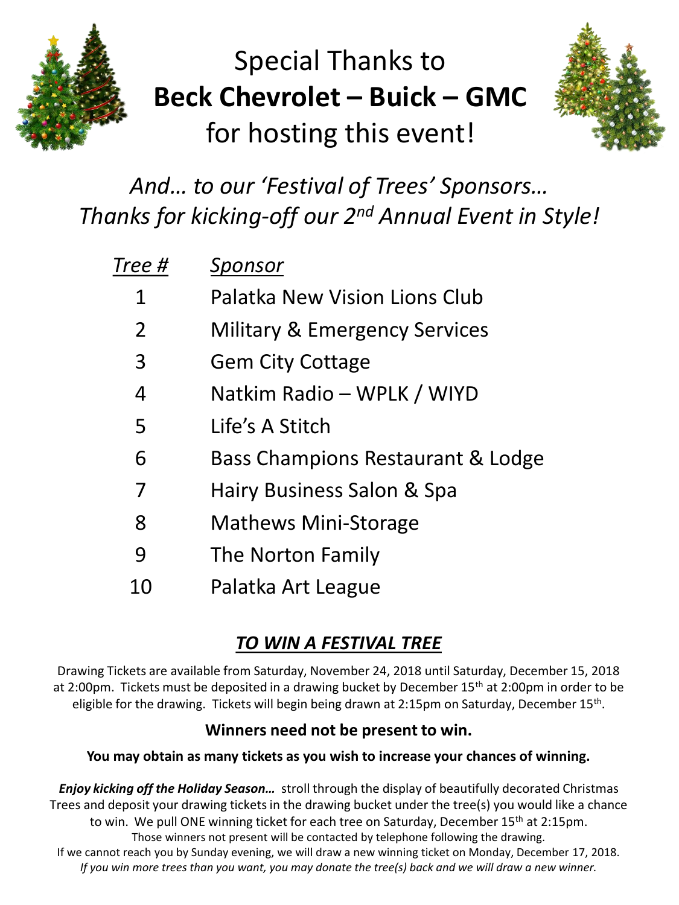# Special Thanks to **Beck Chevrolet – Buick – GMC** for hosting this event!

*And… to our 'Festival of Trees' Sponsors…*
*Thanks for kicking-off our 2nd Annual Event in Style!*

| *Tree #* | *Sponsor* |
|---|---|
| 1 | Palatka New Vision Lions Club |
| 2 | Military & Emergency Services |
| 3 | Gem City Cottage |
| 4 | Natkim Radio – WPLK / WIYD |
| 5 | Life's A Stitch |
| 6 | Bass Champions Restaurant & Lodge |
| 7 | Hairy Business Salon & Spa |
| 8 | Mathews Mini-Storage |
| 9 | The Norton Family |
| 10 | Palatka Art League |

## *TO WIN A FESTIVAL TREE*

Drawing Tickets are available from Saturday, November 24, 2018 until Saturday, December 15, 2018 at 2:00pm. Tickets must be deposited in a drawing bucket by December 15th at 2:00pm in order to be eligible for the drawing. Tickets will begin being drawn at 2:15pm on Saturday, December 15th.

**Winners need not be present to win.**

**You may obtain as many tickets as you wish to increase your chances of winning.**

***Enjoy kicking off the Holiday Season…*** stroll through the display of beautifully decorated Christmas Trees and deposit your drawing tickets in the drawing bucket under the tree(s) you would like a chance to win. We pull ONE winning ticket for each tree on Saturday, December 15th at 2:15pm.
Those winners not present will be contacted by telephone following the drawing.
If we cannot reach you by Sunday evening, we will draw a new winning ticket on Monday, December 17, 2018.
*If you win more trees than you want, you may donate the tree(s) back and we will draw a new winner.*